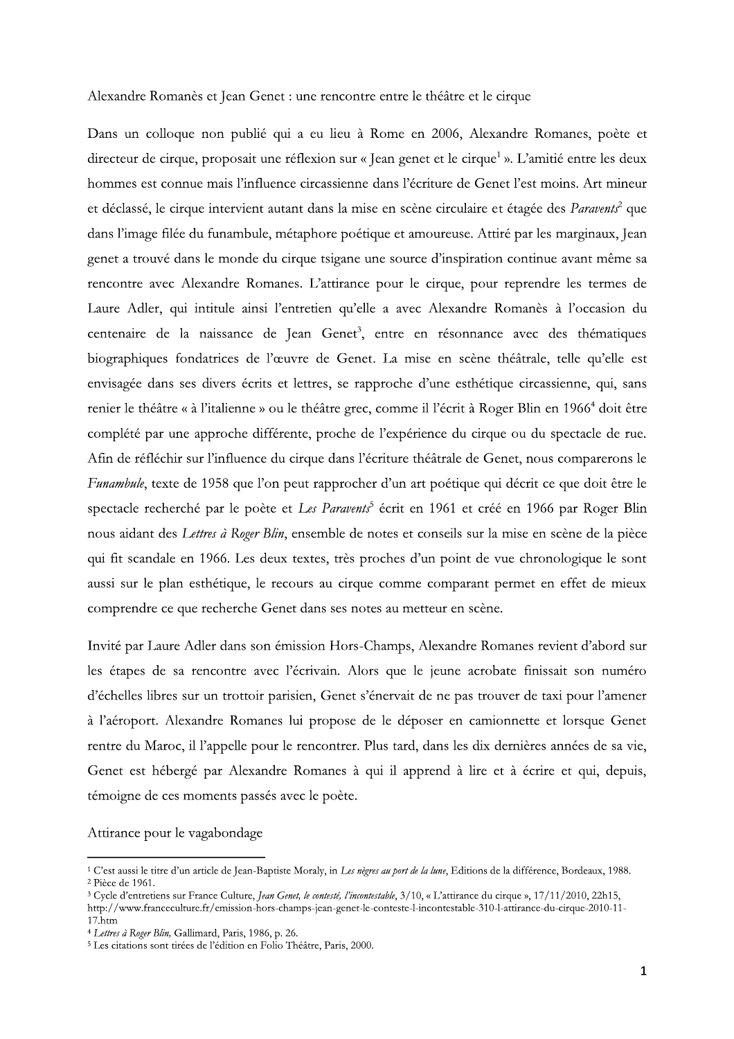Alexandre Romanès et Jean Genet : une rencontre entre le théâtre et le cirque

Dans un colloque non publié qui a eu lieu à Rome en 2006, Alexandre Romanes, poète et directeur de cirque, proposait une réflexion sur « Jean genet et le cirque[1] ». L'amitié entre les deux hommes est connue mais l'influence circassienne dans l'écriture de Genet l'est moins. Art mineur et déclassé, le cirque intervient autant dans la mise en scène circulaire et étagée des *Paravents*[2] que dans l'image filée du funambule, métaphore poétique et amoureuse. Attiré par les marginaux, Jean genet a trouvé dans le monde du cirque tsigane une source d'inspiration continue avant même sa rencontre avec Alexandre Romanes. L'attirance pour le cirque, pour reprendre les termes de Laure Adler, qui intitule ainsi l'entretien qu'elle a avec Alexandre Romanès à l'occasion du centenaire de la naissance de Jean Genet[3], entre en résonnance avec des thématiques biographiques fondatrices de l'œuvre de Genet. La mise en scène théâtrale, telle qu'elle est envisagée dans ses divers écrits et lettres, se rapproche d'une esthétique circassienne, qui, sans renier le théâtre « à l'italienne » ou le théâtre grec, comme il l'écrit à Roger Blin en 1966[4] doit être complété par une approche différente, proche de l'expérience du cirque ou du spectacle de rue. Afin de réfléchir sur l'influence du cirque dans l'écriture théâtrale de Genet, nous comparerons le *Funambule*, texte de 1958 que l'on peut rapprocher d'un art poétique qui décrit ce que doit être le spectacle recherché par le poète et *Les Paravents*[5] écrit en 1961 et créé en 1966 par Roger Blin nous aidant des *Lettres à Roger Blin*, ensemble de notes et conseils sur la mise en scène de la pièce qui fit scandale en 1966. Les deux textes, très proches d'un point de vue chronologique le sont aussi sur le plan esthétique, le recours au cirque comme comparant permet en effet de mieux comprendre ce que recherche Genet dans ses notes au metteur en scène.

Invité par Laure Adler dans son émission Hors-Champs, Alexandre Romanes revient d'abord sur les étapes de sa rencontre avec l'écrivain. Alors que le jeune acrobate finissait son numéro d'échelles libres sur un trottoir parisien, Genet s'énervait de ne pas trouver de taxi pour l'amener à l'aéroport. Alexandre Romanes lui propose de le déposer en camionnette et lorsque Genet rentre du Maroc, il l'appelle pour le rencontrer. Plus tard, dans les dix dernières années de sa vie, Genet est hébergé par Alexandre Romanes à qui il apprend à lire et à écrire et qui, depuis, témoigne de ces moments passés avec le poète.

## Attirance pour le vagabondage

---

[1] C'est aussi le titre d'un article de Jean-Baptiste Moraly, in *Les nègres au port de la lune*, Editions de la différence, Bordeaux, 1988.

[2] Pièce de 1961.

[3] Cycle d'entretiens sur France Culture, *Jean Genet, le contesté, l'incontestable*, 3/10, « L'attirance du cirque », 17/11/2010, 22h15, http://www.franceculture.fr/emission-hors-champs-jean-genet-le-conteste-l-incontestable-310-l-attirance-du-cirque-2010-11-17.htm

[4] *Lettres à Roger Blin*, Gallimard, Paris, 1986, p. 26.

[5] Les citations sont tirées de l'édition en Folio Théâtre, Paris, 2000.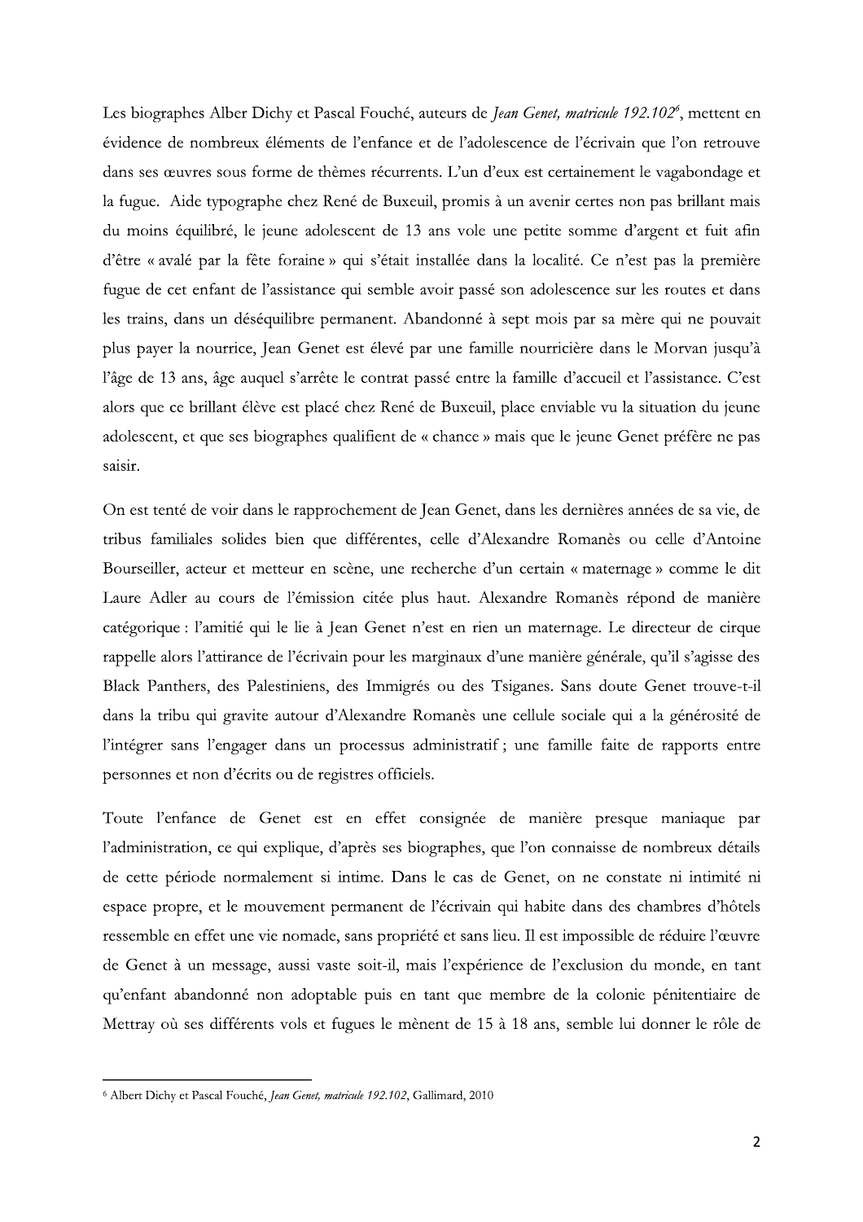Les biographes Alber Dichy et Pascal Fouché, auteurs de *Jean Genet, matricule 192.102*[6], mettent en évidence de nombreux éléments de l'enfance et de l'adolescence de l'écrivain que l'on retrouve dans ses œuvres sous forme de thèmes récurrents. L'un d'eux est certainement le vagabondage et la fugue. Aide typographe chez René de Buxeuil, promis à un avenir certes non pas brillant mais du moins équilibré, le jeune adolescent de 13 ans vole une petite somme d'argent et fuit afin d'être « avalé par la fête foraine » qui s'était installée dans la localité. Ce n'est pas la première fugue de cet enfant de l'assistance qui semble avoir passé son adolescence sur les routes et dans les trains, dans un déséquilibre permanent. Abandonné à sept mois par sa mère qui ne pouvait plus payer la nourrice, Jean Genet est élevé par une famille nourricière dans le Morvan jusqu'à l'âge de 13 ans, âge auquel s'arrête le contrat passé entre la famille d'accueil et l'assistance. C'est alors que ce brillant élève est placé chez René de Buxeuil, place enviable vu la situation du jeune adolescent, et que ses biographes qualifient de « chance » mais que le jeune Genet préfère ne pas saisir.

On est tenté de voir dans le rapprochement de Jean Genet, dans les dernières années de sa vie, de tribus familiales solides bien que différentes, celle d'Alexandre Romanès ou celle d'Antoine Bourseiller, acteur et metteur en scène, une recherche d'un certain « maternage » comme le dit Laure Adler au cours de l'émission citée plus haut. Alexandre Romanès répond de manière catégorique : l'amitié qui le lie à Jean Genet n'est en rien un maternage. Le directeur de cirque rappelle alors l'attirance de l'écrivain pour les marginaux d'une manière générale, qu'il s'agisse des Black Panthers, des Palestiniens, des Immigrés ou des Tsiganes. Sans doute Genet trouve-t-il dans la tribu qui gravite autour d'Alexandre Romanès une cellule sociale qui a la générosité de l'intégrer sans l'engager dans un processus administratif ; une famille faite de rapports entre personnes et non d'écrits ou de registres officiels.

Toute l'enfance de Genet est en effet consignée de manière presque maniaque par l'administration, ce qui explique, d'après ses biographes, que l'on connaisse de nombreux détails de cette période normalement si intime. Dans le cas de Genet, on ne constate ni intimité ni espace propre, et le mouvement permanent de l'écrivain qui habite dans des chambres d'hôtels ressemble en effet une vie nomade, sans propriété et sans lieu. Il est impossible de réduire l'œuvre de Genet à un message, aussi vaste soit-il, mais l'expérience de l'exclusion du monde, en tant qu'enfant abandonné non adoptable puis en tant que membre de la colonie pénitentiaire de Mettray où ses différents vols et fugues le mènent de 15 à 18 ans, semble lui donner le rôle de

---

[6] Albert Dichy et Pascal Fouché, *Jean Genet, matricule 192.102*, Gallimard, 2010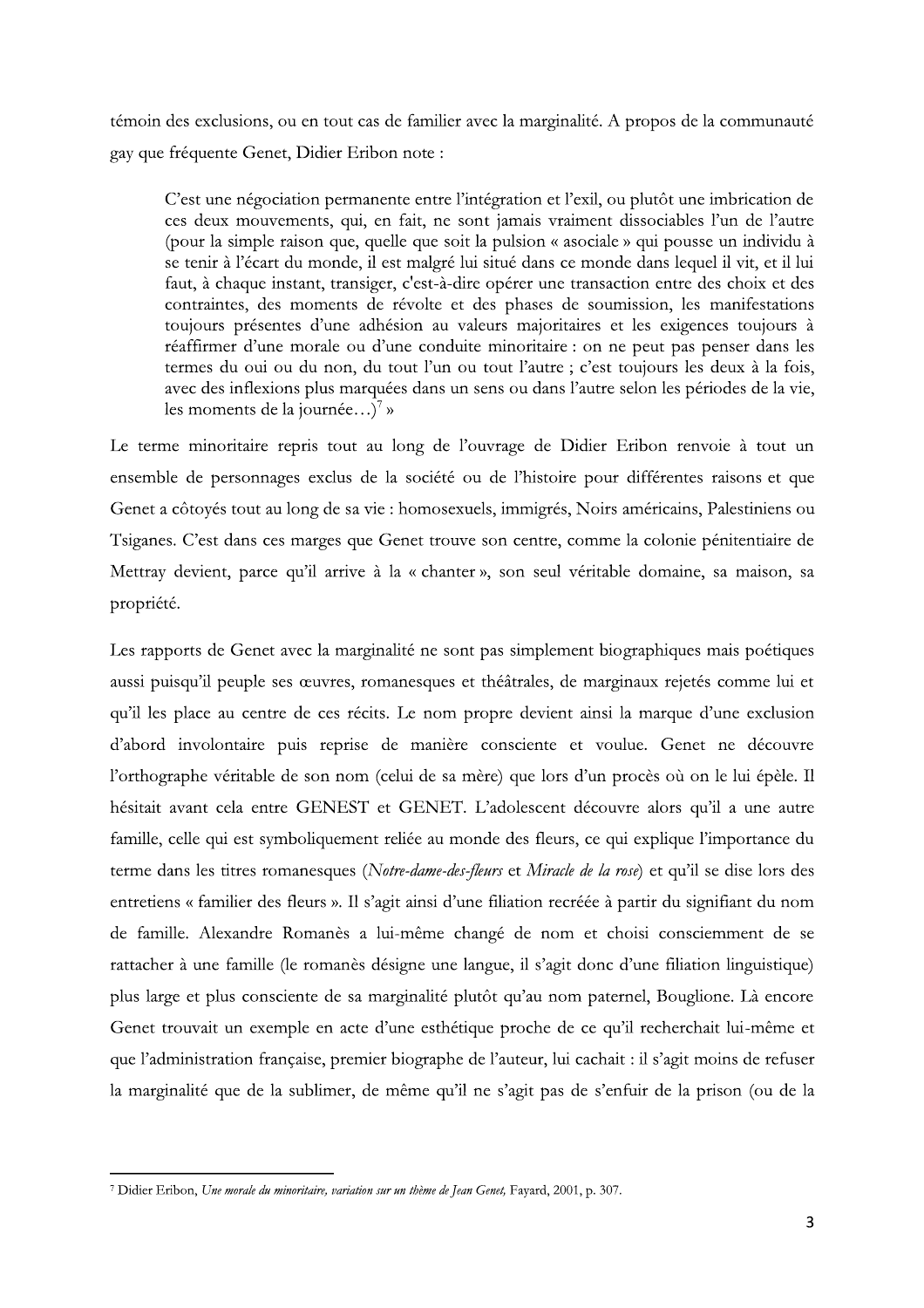témoin des exclusions, ou en tout cas de familier avec la marginalité. A propos de la communauté gay que fréquente Genet, Didier Eribon note :

> C'est une négociation permanente entre l'intégration et l'exil, ou plutôt une imbrication de ces deux mouvements, qui, en fait, ne sont jamais vraiment dissociables l'un de l'autre (pour la simple raison que, quelle que soit la pulsion « asociale » qui pousse un individu à se tenir à l'écart du monde, il est malgré lui situé dans ce monde dans lequel il vit, et il lui faut, à chaque instant, transiger, c'est-à-dire opérer une transaction entre des choix et des contraintes, des moments de révolte et des phases de soumission, les manifestations toujours présentes d'une adhésion au valeurs majoritaires et les exigences toujours à réaffirmer d'une morale ou d'une conduite minoritaire : on ne peut pas penser dans les termes du oui ou du non, du tout l'un ou tout l'autre ; c'est toujours les deux à la fois, avec des inflexions plus marquées dans un sens ou dans l'autre selon les périodes de la vie, les moments de la journée…)[7] »

Le terme minoritaire repris tout au long de l'ouvrage de Didier Eribon renvoie à tout un ensemble de personnages exclus de la société ou de l'histoire pour différentes raisons et que Genet a côtoyés tout au long de sa vie : homosexuels, immigrés, Noirs américains, Palestiniens ou Tsiganes. C'est dans ces marges que Genet trouve son centre, comme la colonie pénitentiaire de Mettray devient, parce qu'il arrive à la « chanter », son seul véritable domaine, sa maison, sa propriété.

Les rapports de Genet avec la marginalité ne sont pas simplement biographiques mais poétiques aussi puisqu'il peuple ses œuvres, romanesques et théâtrales, de marginaux rejetés comme lui et qu'il les place au centre de ces récits. Le nom propre devient ainsi la marque d'une exclusion d'abord involontaire puis reprise de manière consciente et voulue. Genet ne découvre l'orthographe véritable de son nom (celui de sa mère) que lors d'un procès où on le lui épèle. Il hésitait avant cela entre GENEST et GENET. L'adolescent découvre alors qu'il a une autre famille, celle qui est symboliquement reliée au monde des fleurs, ce qui explique l'importance du terme dans les titres romanesques (*Notre-dame-des-fleurs* et *Miracle de la rose*) et qu'il se dise lors des entretiens « familier des fleurs ». Il s'agit ainsi d'une filiation recréée à partir du signifiant du nom de famille. Alexandre Romanès a lui-même changé de nom et choisi consciemment de se rattacher à une famille (le romanès désigne une langue, il s'agit donc d'une filiation linguistique) plus large et plus consciente de sa marginalité plutôt qu'au nom paternel, Bouglione. Là encore Genet trouvait un exemple en acte d'une esthétique proche de ce qu'il recherchait lui-même et que l'administration française, premier biographe de l'auteur, lui cachait : il s'agit moins de refuser la marginalité que de la sublimer, de même qu'il ne s'agit pas de s'enfuir de la prison (ou de la

---

[7] Didier Eribon, *Une morale du minoritaire, variation sur un thème de Jean Genet,* Fayard, 2001, p. 307.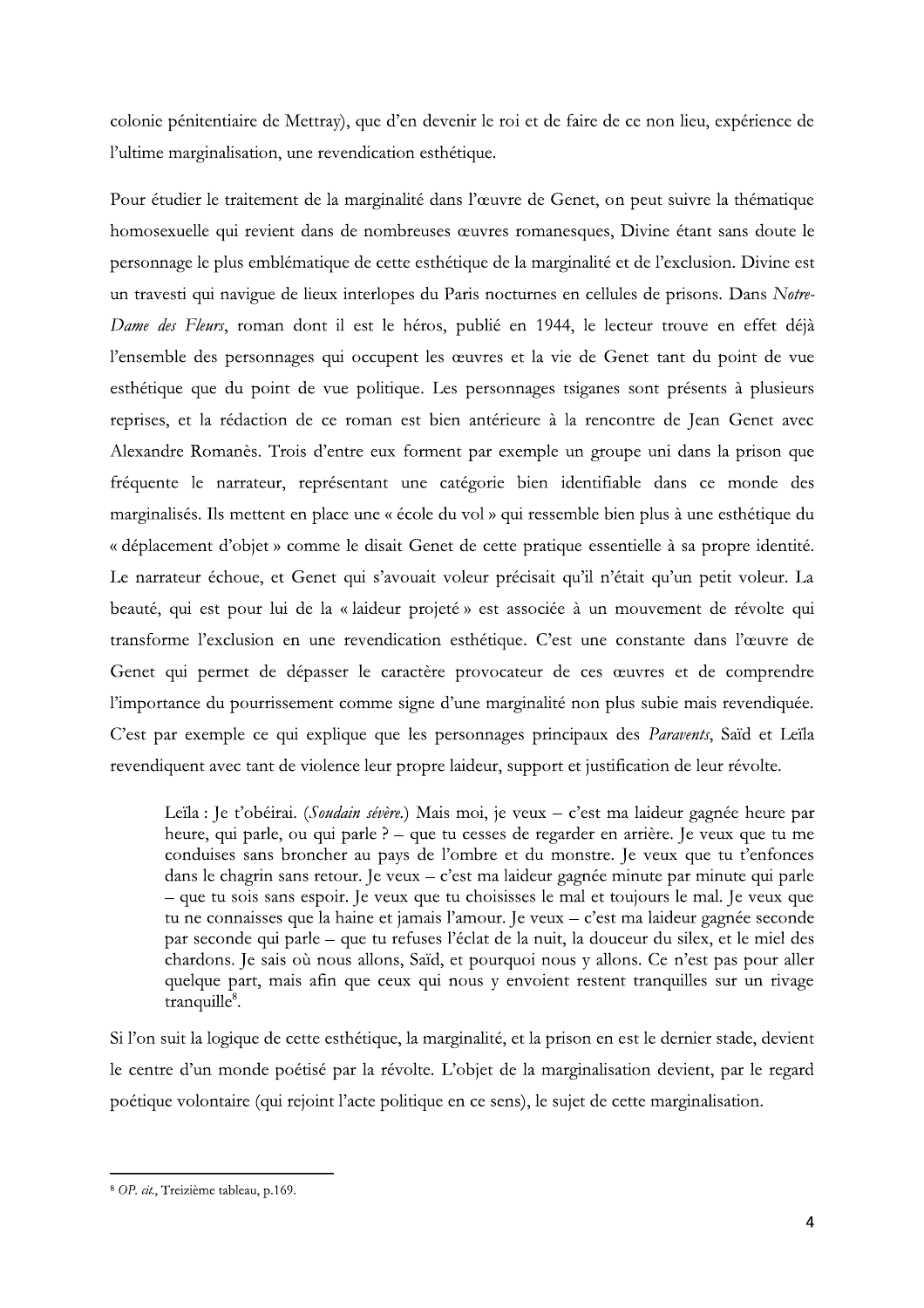colonie pénitentiaire de Mettray), que d'en devenir le roi et de faire de ce non lieu, expérience de l'ultime marginalisation, une revendication esthétique.

Pour étudier le traitement de la marginalité dans l'œuvre de Genet, on peut suivre la thématique homosexuelle qui revient dans de nombreuses œuvres romanesques, Divine étant sans doute le personnage le plus emblématique de cette esthétique de la marginalité et de l'exclusion. Divine est un travesti qui navigue de lieux interlopes du Paris nocturnes en cellules de prisons. Dans *Notre-Dame des Fleurs*, roman dont il est le héros, publié en 1944, le lecteur trouve en effet déjà l'ensemble des personnages qui occupent les œuvres et la vie de Genet tant du point de vue esthétique que du point de vue politique. Les personnages tsiganes sont présents à plusieurs reprises, et la rédaction de ce roman est bien antérieure à la rencontre de Jean Genet avec Alexandre Romanès. Trois d'entre eux forment par exemple un groupe uni dans la prison que fréquente le narrateur, représentant une catégorie bien identifiable dans ce monde des marginalisés. Ils mettent en place une « école du vol » qui ressemble bien plus à une esthétique du « déplacement d'objet » comme le disait Genet de cette pratique essentielle à sa propre identité. Le narrateur échoue, et Genet qui s'avouait voleur précisait qu'il n'était qu'un petit voleur. La beauté, qui est pour lui de la « laideur projeté » est associée à un mouvement de révolte qui transforme l'exclusion en une revendication esthétique. C'est une constante dans l'œuvre de Genet qui permet de dépasser le caractère provocateur de ces œuvres et de comprendre l'importance du pourrissement comme signe d'une marginalité non plus subie mais revendiquée. C'est par exemple ce qui explique que les personnages principaux des *Paravents*, Saïd et Leïla revendiquent avec tant de violence leur propre laideur, support et justification de leur révolte.

> Leïla : Je t'obéirai. (*Soudain sévère.*) Mais moi, je veux – c'est ma laideur gagnée heure par heure, qui parle, ou qui parle ? – que tu cesses de regarder en arrière. Je veux que tu me conduises sans broncher au pays de l'ombre et du monstre. Je veux que tu t'enfonces dans le chagrin sans retour. Je veux – c'est ma laideur gagnée minute par minute qui parle – que tu sois sans espoir. Je veux que tu choisisses le mal et toujours le mal. Je veux que tu ne connaisses que la haine et jamais l'amour. Je veux – c'est ma laideur gagnée seconde par seconde qui parle – que tu refuses l'éclat de la nuit, la douceur du silex, et le miel des chardons. Je sais où nous allons, Saïd, et pourquoi nous y allons. Ce n'est pas pour aller quelque part, mais afin que ceux qui nous y envoient restent tranquilles sur un rivage tranquille[8].

Si l'on suit la logique de cette esthétique, la marginalité, et la prison en est le dernier stade, devient le centre d'un monde poétisé par la révolte. L'objet de la marginalisation devient, par le regard poétique volontaire (qui rejoint l'acte politique en ce sens), le sujet de cette marginalisation.

---

[8] *OP. cit.*, Treizième tableau, p.169.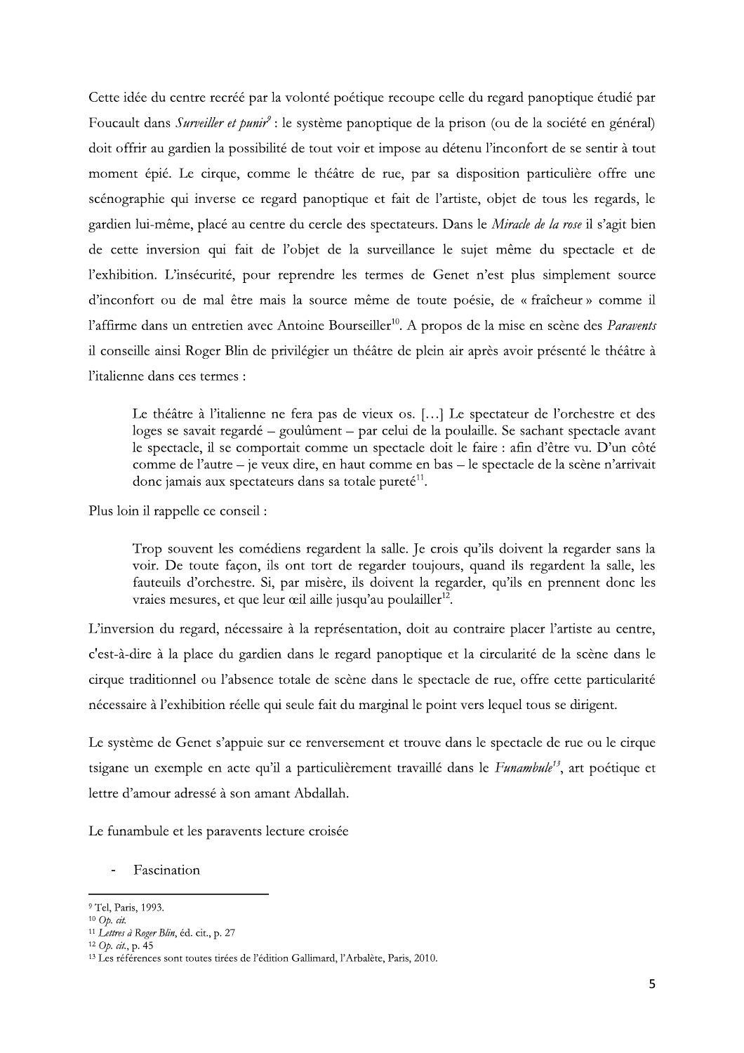Cette idée du centre recréé par la volonté poétique recoupe celle du regard panoptique étudié par Foucault dans *Surveiller et punir*[9] : le système panoptique de la prison (ou de la société en général) doit offrir au gardien la possibilité de tout voir et impose au détenu l'inconfort de se sentir à tout moment épié. Le cirque, comme le théâtre de rue, par sa disposition particulière offre une scénographie qui inverse ce regard panoptique et fait de l'artiste, objet de tous les regards, le gardien lui-même, placé au centre du cercle des spectateurs. Dans le *Miracle de la rose* il s'agit bien de cette inversion qui fait de l'objet de la surveillance le sujet même du spectacle et de l'exhibition. L'insécurité, pour reprendre les termes de Genet n'est plus simplement source d'inconfort ou de mal être mais la source même de toute poésie, de « fraîcheur » comme il l'affirme dans un entretien avec Antoine Bourseiller[10]. A propos de la mise en scène des *Paravents* il conseille ainsi Roger Blin de privilégier un théâtre de plein air après avoir présenté le théâtre à l'italienne dans ces termes :

> Le théâtre à l'italienne ne fera pas de vieux os. […] Le spectateur de l'orchestre et des loges se savait regardé – goulûment – par celui de la poulaille. Se sachant spectacle avant le spectacle, il se comportait comme un spectacle doit le faire : afin d'être vu. D'un côté comme de l'autre – je veux dire, en haut comme en bas – le spectacle de la scène n'arrivait donc jamais aux spectateurs dans sa totale pureté[11].

Plus loin il rappelle ce conseil :

> Trop souvent les comédiens regardent la salle. Je crois qu'ils doivent la regarder sans la voir. De toute façon, ils ont tort de regarder toujours, quand ils regardent la salle, les fauteuils d'orchestre. Si, par misère, ils doivent la regarder, qu'ils en prennent donc les vraies mesures, et que leur œil aille jusqu'au poulailler[12].

L'inversion du regard, nécessaire à la représentation, doit au contraire placer l'artiste au centre, c'est-à-dire à la place du gardien dans le regard panoptique et la circularité de la scène dans le cirque traditionnel ou l'absence totale de scène dans le spectacle de rue, offre cette particularité nécessaire à l'exhibition réelle qui seule fait du marginal le point vers lequel tous se dirigent.

Le système de Genet s'appuie sur ce renversement et trouve dans le spectacle de rue ou le cirque tsigane un exemple en acte qu'il a particulièrement travaillé dans le *Funambule*[13], art poétique et lettre d'amour adressé à son amant Abdallah.

Le funambule et les paravents lecture croisée

- Fascination

---

[9] Tel, Paris, 1993.

[10] *Op. cit.*

[11] *Lettres à Roger Blin*, éd. cit., p. 27

[12] *Op. cit.*, p. 45

[13] Les références sont toutes tirées de l'édition Gallimard, l'Arbalète, Paris, 2010.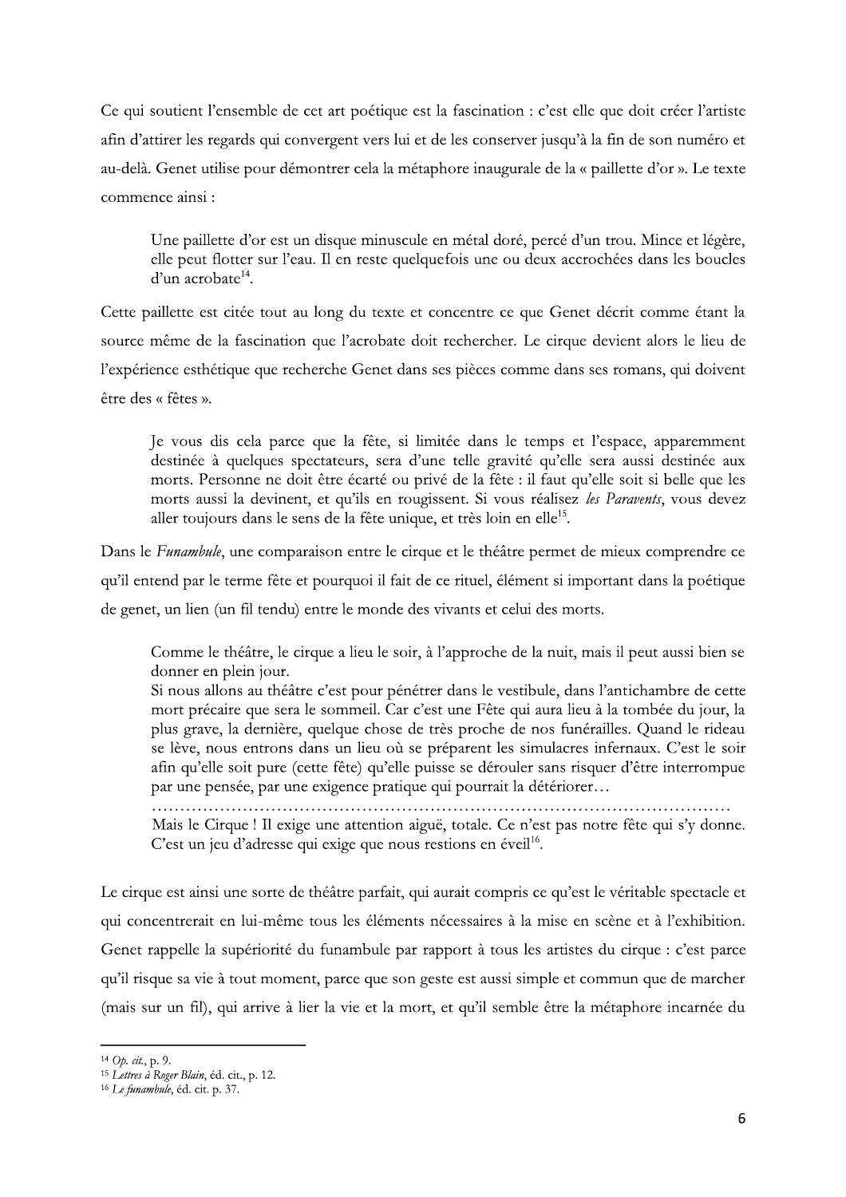Ce qui soutient l'ensemble de cet art poétique est la fascination : c'est elle que doit créer l'artiste afin d'attirer les regards qui convergent vers lui et de les conserver jusqu'à la fin de son numéro et au-delà. Genet utilise pour démontrer cela la métaphore inaugurale de la « paillette d'or ». Le texte commence ainsi :

> Une paillette d'or est un disque minuscule en métal doré, percé d'un trou. Mince et légère, elle peut flotter sur l'eau. Il en reste quelquefois une ou deux accrochées dans les boucles d'un acrobate[14].

Cette paillette est citée tout au long du texte et concentre ce que Genet décrit comme étant la source même de la fascination que l'acrobate doit rechercher. Le cirque devient alors le lieu de l'expérience esthétique que recherche Genet dans ses pièces comme dans ses romans, qui doivent être des « fêtes ».

> Je vous dis cela parce que la fête, si limitée dans le temps et l'espace, apparemment destinée à quelques spectateurs, sera d'une telle gravité qu'elle sera aussi destinée aux morts. Personne ne doit être écarté ou privé de la fête : il faut qu'elle soit si belle que les morts aussi la devinent, et qu'ils en rougissent. Si vous réalisez *les Paravents*, vous devez aller toujours dans le sens de la fête unique, et très loin en elle[15].

Dans le *Funambule*, une comparaison entre le cirque et le théâtre permet de mieux comprendre ce qu'il entend par le terme fête et pourquoi il fait de ce rituel, élément si important dans la poétique de genet, un lien (un fil tendu) entre le monde des vivants et celui des morts.

> Comme le théâtre, le cirque a lieu le soir, à l'approche de la nuit, mais il peut aussi bien se donner en plein jour.
> Si nous allons au théâtre c'est pour pénétrer dans le vestibule, dans l'antichambre de cette mort précaire que sera le sommeil. Car c'est une Fête qui aura lieu à la tombée du jour, la plus grave, la dernière, quelque chose de très proche de nos funérailles. Quand le rideau se lève, nous entrons dans un lieu où se préparent les simulacres infernaux. C'est le soir afin qu'elle soit pure (cette fête) qu'elle puisse se dérouler sans risquer d'être interrompue par une pensée, par une exigence pratique qui pourrait la détériorer…
> ………………………………………………………………………………………
> Mais le Cirque ! Il exige une attention aiguë, totale. Ce n'est pas notre fête qui s'y donne. C'est un jeu d'adresse qui exige que nous restions en éveil[16].

Le cirque est ainsi une sorte de théâtre parfait, qui aurait compris ce qu'est le véritable spectacle et qui concentrerait en lui-même tous les éléments nécessaires à la mise en scène et à l'exhibition. Genet rappelle la supériorité du funambule par rapport à tous les artistes du cirque : c'est parce qu'il risque sa vie à tout moment, parce que son geste est aussi simple et commun que de marcher (mais sur un fil), qui arrive à lier la vie et la mort, et qu'il semble être la métaphore incarnée du

---

[14] *Op. cit.*, p. 9.

[15] *Lettres à Roger Blain*, éd. cit., p. 12.

[16] *Le funambule*, éd. cit. p. 37.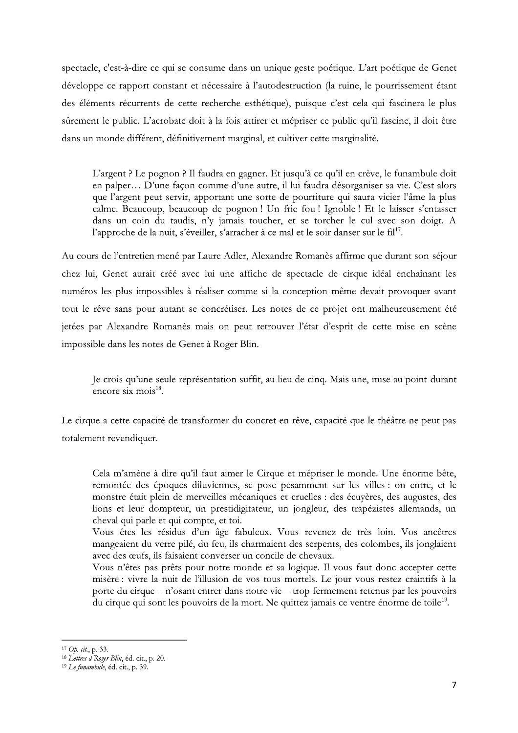spectacle, c'est-à-dire ce qui se consume dans un unique geste poétique. L'art poétique de Genet développe ce rapport constant et nécessaire à l'autodestruction (la ruine, le pourrissement étant des éléments récurrents de cette recherche esthétique), puisque c'est cela qui fascinera le plus sûrement le public. L'acrobate doit à la fois attirer et mépriser ce public qu'il fascine, il doit être dans un monde différent, définitivement marginal, et cultiver cette marginalité.

> L'argent ? Le pognon ? Il faudra en gagner. Et jusqu'à ce qu'il en crève, le funambule doit en palper… D'une façon comme d'une autre, il lui faudra désorganiser sa vie. C'est alors que l'argent peut servir, apportant une sorte de pourriture qui saura vicier l'âme la plus calme. Beaucoup, beaucoup de pognon ! Un fric fou ! Ignoble ! Et le laisser s'entasser dans un coin du taudis, n'y jamais toucher, et se torcher le cul avec son doigt. A l'approche de la nuit, s'éveiller, s'arracher à ce mal et le soir danser sur le fil[17].

Au cours de l'entretien mené par Laure Adler, Alexandre Romanès affirme que durant son séjour chez lui, Genet aurait créé avec lui une affiche de spectacle de cirque idéal enchaînant les numéros les plus impossibles à réaliser comme si la conception même devait provoquer avant tout le rêve sans pour autant se concrétiser. Les notes de ce projet ont malheureusement été jetées par Alexandre Romanès mais on peut retrouver l'état d'esprit de cette mise en scène impossible dans les notes de Genet à Roger Blin.

> Je crois qu'une seule représentation suffit, au lieu de cinq. Mais une, mise au point durant encore six mois[18].

Le cirque a cette capacité de transformer du concret en rêve, capacité que le théâtre ne peut pas totalement revendiquer.

> Cela m'amène à dire qu'il faut aimer le Cirque et mépriser le monde. Une énorme bête, remontée des époques diluviennes, se pose pesamment sur les villes : on entre, et le monstre était plein de merveilles mécaniques et cruelles : des écuyères, des augustes, des lions et leur dompteur, un prestidigitateur, un jongleur, des trapézistes allemands, un cheval qui parle et qui compte, et toi.
> Vous êtes les résidus d'un âge fabuleux. Vous revenez de très loin. Vos ancêtres mangeaient du verre pilé, du feu, ils charmaient des serpents, des colombes, ils jonglaient avec des œufs, ils faisaient converser un concile de chevaux.
> Vous n'êtes pas prêts pour notre monde et sa logique. Il vous faut donc accepter cette misère : vivre la nuit de l'illusion de vos tous mortels. Le jour vous restez craintifs à la porte du cirque – n'osant entrer dans notre vie – trop fermement retenus par les pouvoirs du cirque qui sont les pouvoirs de la mort. Ne quittez jamais ce ventre énorme de toile[19].

---

[17] *Op. cit.*, p. 33.
[18] *Lettres à Roger Blin*, éd. cit., p. 20.
[19] *Le funambule*, éd. cit., p. 39.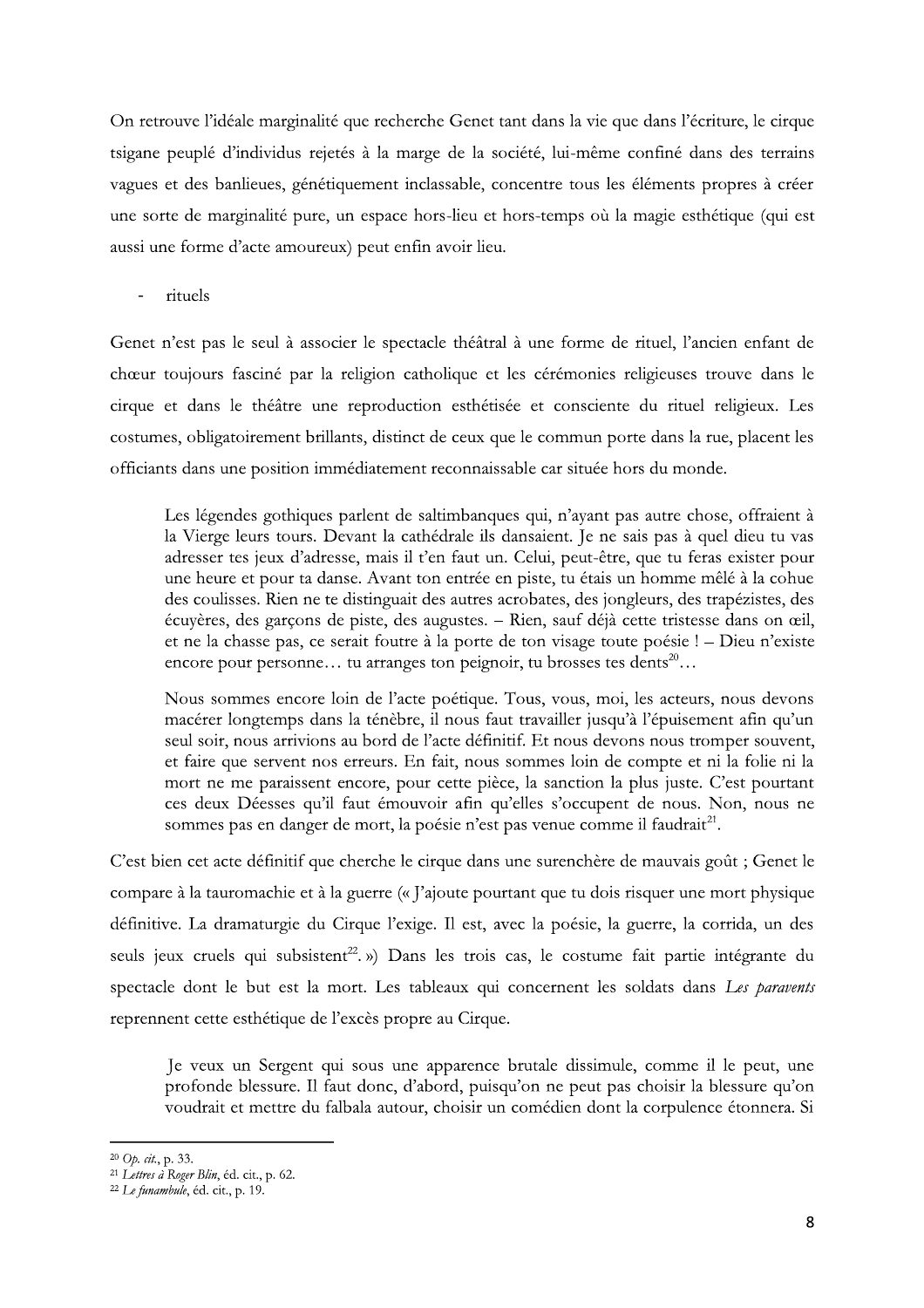On retrouve l'idéale marginalité que recherche Genet tant dans la vie que dans l'écriture, le cirque tsigane peuplé d'individus rejetés à la marge de la société, lui-même confiné dans des terrains vagues et des banlieues, génétiquement inclassable, concentre tous les éléments propres à créer une sorte de marginalité pure, un espace hors-lieu et hors-temps où la magie esthétique (qui est aussi une forme d'acte amoureux) peut enfin avoir lieu.

- rituels

Genet n'est pas le seul à associer le spectacle théâtral à une forme de rituel, l'ancien enfant de chœur toujours fasciné par la religion catholique et les cérémonies religieuses trouve dans le cirque et dans le théâtre une reproduction esthétisée et consciente du rituel religieux. Les costumes, obligatoirement brillants, distinct de ceux que le commun porte dans la rue, placent les officiants dans une position immédiatement reconnaissable car située hors du monde.

> Les légendes gothiques parlent de saltimbanques qui, n'ayant pas autre chose, offraient à la Vierge leurs tours. Devant la cathédrale ils dansaient. Je ne sais pas à quel dieu tu vas adresser tes jeux d'adresse, mais il t'en faut un. Celui, peut-être, que tu feras exister pour une heure et pour ta danse. Avant ton entrée en piste, tu étais un homme mêlé à la cohue des coulisses. Rien ne te distinguait des autres acrobates, des jongleurs, des trapézistes, des écuyères, des garçons de piste, des augustes. – Rien, sauf déjà cette tristesse dans on œil, et ne la chasse pas, ce serait foutre à la porte de ton visage toute poésie ! – Dieu n'existe encore pour personne… tu arranges ton peignoir, tu brosses tes dents[20]…
>
> Nous sommes encore loin de l'acte poétique. Tous, vous, moi, les acteurs, nous devons macérer longtemps dans la ténèbre, il nous faut travailler jusqu'à l'épuisement afin qu'un seul soir, nous arrivions au bord de l'acte définitif. Et nous devons nous tromper souvent, et faire que servent nos erreurs. En fait, nous sommes loin de compte et ni la folie ni la mort ne me paraissent encore, pour cette pièce, la sanction la plus juste. C'est pourtant ces deux Déesses qu'il faut émouvoir afin qu'elles s'occupent de nous. Non, nous ne sommes pas en danger de mort, la poésie n'est pas venue comme il faudrait[21].

C'est bien cet acte définitif que cherche le cirque dans une surenchère de mauvais goût ; Genet le compare à la tauromachie et à la guerre (« J'ajoute pourtant que tu dois risquer une mort physique définitive. La dramaturgie du Cirque l'exige. Il est, avec la poésie, la guerre, la corrida, un des seuls jeux cruels qui subsistent[22]. ») Dans les trois cas, le costume fait partie intégrante du spectacle dont le but est la mort. Les tableaux qui concernent les soldats dans *Les paravents* reprennent cette esthétique de l'excès propre au Cirque.

> Je veux un Sergent qui sous une apparence brutale dissimule, comme il le peut, une profonde blessure. Il faut donc, d'abord, puisqu'on ne peut pas choisir la blessure qu'on voudrait et mettre du falbala autour, choisir un comédien dont la corpulence étonnera. Si

---

[20] *Op. cit.*, p. 33.

[21] *Lettres à Roger Blin*, éd. cit., p. 62.

[22] *Le funambule*, éd. cit., p. 19.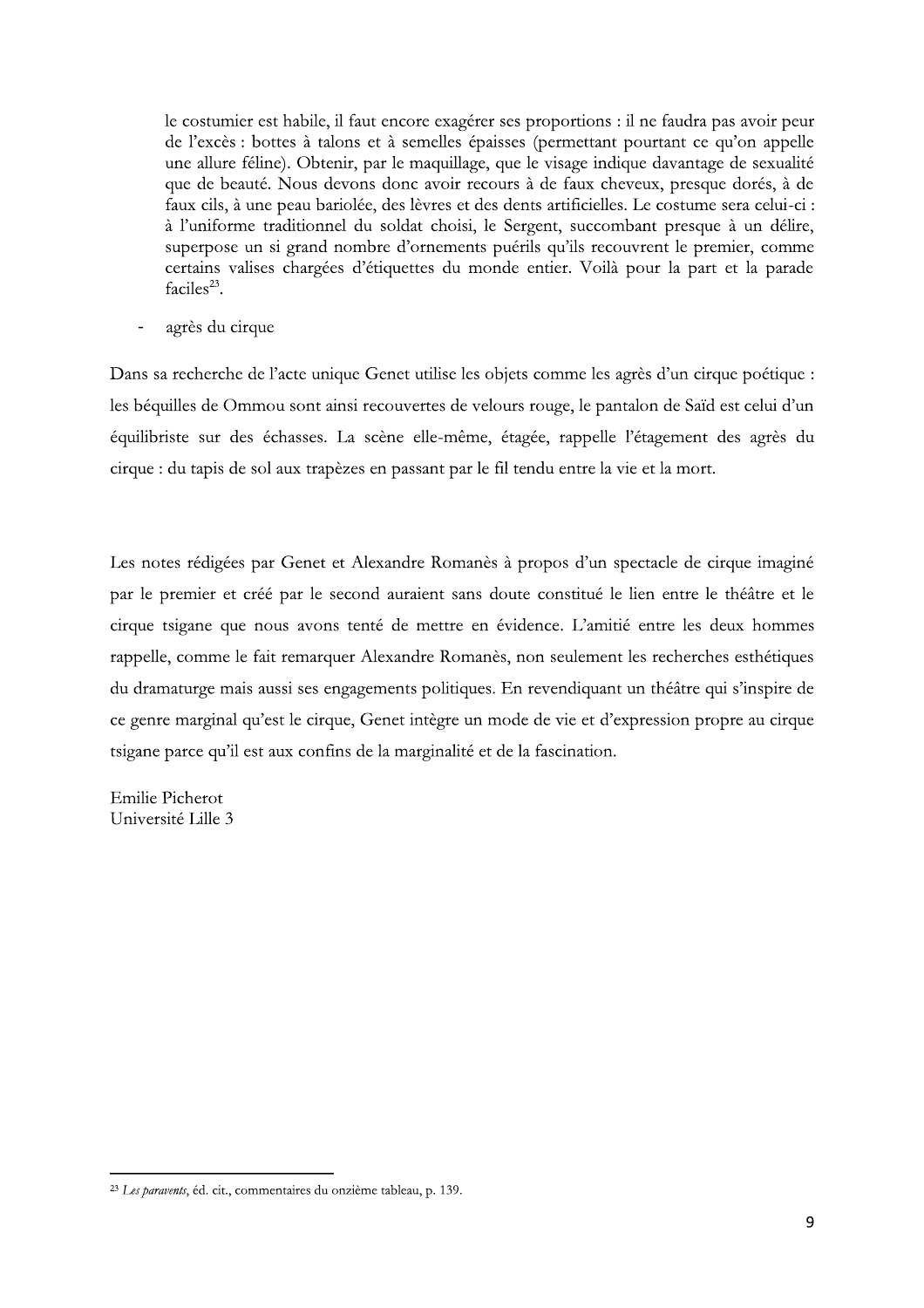> le costumier est habile, il faut encore exagérer ses proportions : il ne faudra pas avoir peur de l'excès : bottes à talons et à semelles épaisses (permettant pourtant ce qu'on appelle une allure féline). Obtenir, par le maquillage, que le visage indique davantage de sexualité que de beauté. Nous devons donc avoir recours à de faux cheveux, presque dorés, à de faux cils, à une peau bariolée, des lèvres et des dents artificielles. Le costume sera celui-ci : à l'uniforme traditionnel du soldat choisi, le Sergent, succombant presque à un délire, superpose un si grand nombre d'ornements puérils qu'ils recouvrent le premier, comme certains valises chargées d'étiquettes du monde entier. Voilà pour la part et la parade faciles[23].

- agrès du cirque

Dans sa recherche de l'acte unique Genet utilise les objets comme les agrès d'un cirque poétique : les béquilles de Ommou sont ainsi recouvertes de velours rouge, le pantalon de Saïd est celui d'un équilibriste sur des échasses. La scène elle-même, étagée, rappelle l'étagement des agrès du cirque : du tapis de sol aux trapèzes en passant par le fil tendu entre la vie et la mort.

Les notes rédigées par Genet et Alexandre Romanès à propos d'un spectacle de cirque imaginé par le premier et créé par le second auraient sans doute constitué le lien entre le théâtre et le cirque tsigane que nous avons tenté de mettre en évidence. L'amitié entre les deux hommes rappelle, comme le fait remarquer Alexandre Romanès, non seulement les recherches esthétiques du dramaturge mais aussi ses engagements politiques. En revendiquant un théâtre qui s'inspire de ce genre marginal qu'est le cirque, Genet intègre un mode de vie et d'expression propre au cirque tsigane parce qu'il est aux confins de la marginalité et de la fascination.

Emilie Picherot
Université Lille 3

---

[23] *Les paravents*, éd. cit., commentaires du onzième tableau, p. 139.